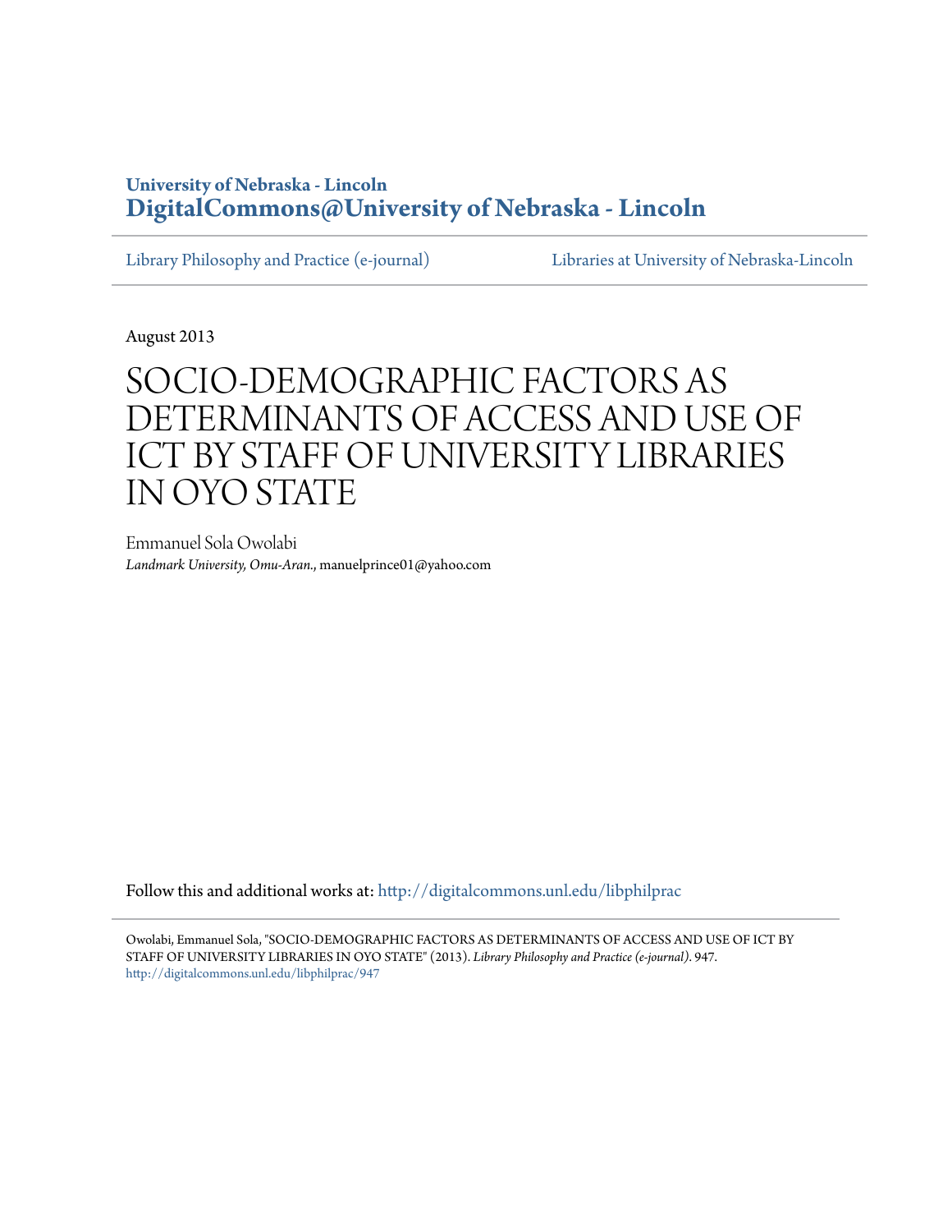University of Nebraska - Lincoln
**DigitalCommons@University of Nebraska - Lincoln**

Library Philosophy and Practice (e-journal) | Libraries at University of Nebraska-Lincoln

August 2013

# SOCIO-DEMOGRAPHIC FACTORS AS DETERMINANTS OF ACCESS AND USE OF ICT BY STAFF OF UNIVERSITY LIBRARIES IN OYO STATE

Emmanuel Sola Owolabi
*Landmark University, Omu-Aran.*, manuelprince01@yahoo.com

Follow this and additional works at: http://digitalcommons.unl.edu/libphilprac

Owolabi, Emmanuel Sola, "SOCIO-DEMOGRAPHIC FACTORS AS DETERMINANTS OF ACCESS AND USE OF ICT BY STAFF OF UNIVERSITY LIBRARIES IN OYO STATE" (2013). *Library Philosophy and Practice (e-journal)*. 947.
http://digitalcommons.unl.edu/libphilprac/947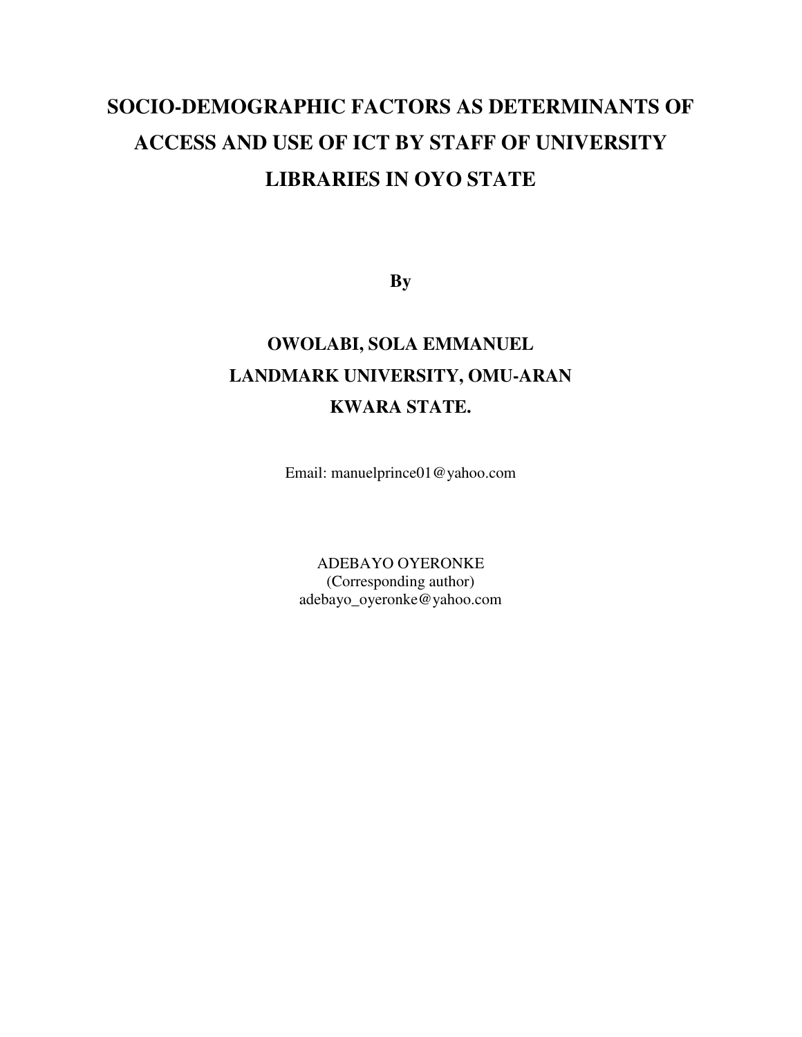# SOCIO-DEMOGRAPHIC FACTORS AS DETERMINANTS OF ACCESS AND USE OF ICT BY STAFF OF UNIVERSITY LIBRARIES IN OYO STATE

**By**

**OWOLABI, SOLA EMMANUEL**

**LANDMARK UNIVERSITY, OMU-ARAN**

**KWARA STATE.**

Email: manuelprince01@yahoo.com

ADEBAYO OYERONKE
(Corresponding author)
adebayo_oyeronke@yahoo.com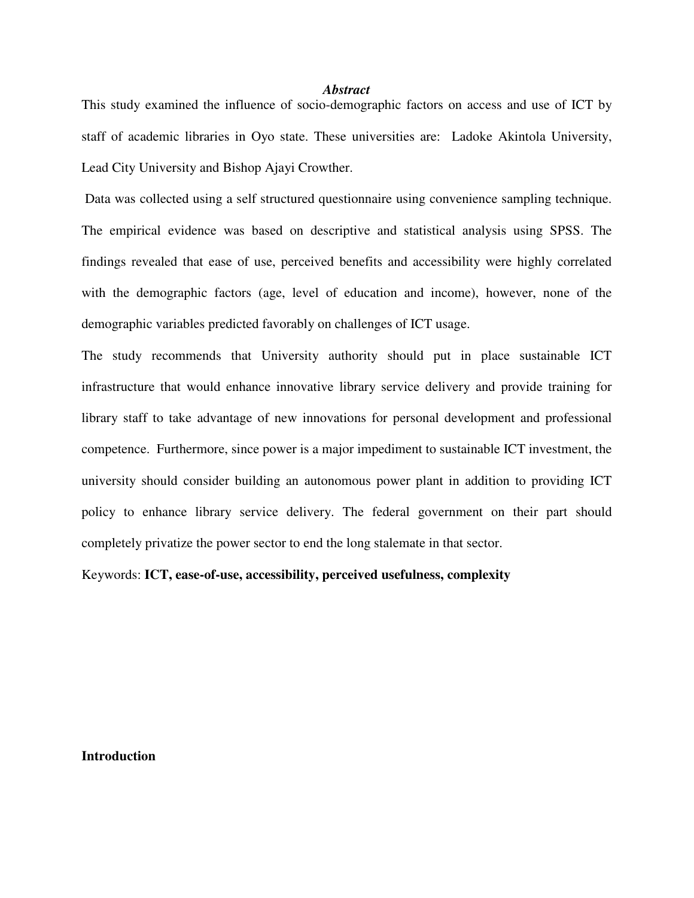## *Abstract*

This study examined the influence of socio-demographic factors on access and use of ICT by staff of academic libraries in Oyo state. These universities are: Ladoke Akintola University, Lead City University and Bishop Ajayi Crowther.

Data was collected using a self structured questionnaire using convenience sampling technique. The empirical evidence was based on descriptive and statistical analysis using SPSS. The findings revealed that ease of use, perceived benefits and accessibility were highly correlated with the demographic factors (age, level of education and income), however, none of the demographic variables predicted favorably on challenges of ICT usage.

The study recommends that University authority should put in place sustainable ICT infrastructure that would enhance innovative library service delivery and provide training for library staff to take advantage of new innovations for personal development and professional competence. Furthermore, since power is a major impediment to sustainable ICT investment, the university should consider building an autonomous power plant in addition to providing ICT policy to enhance library service delivery. The federal government on their part should completely privatize the power sector to end the long stalemate in that sector.

Keywords: **ICT, ease-of-use, accessibility, perceived usefulness, complexity**

## Introduction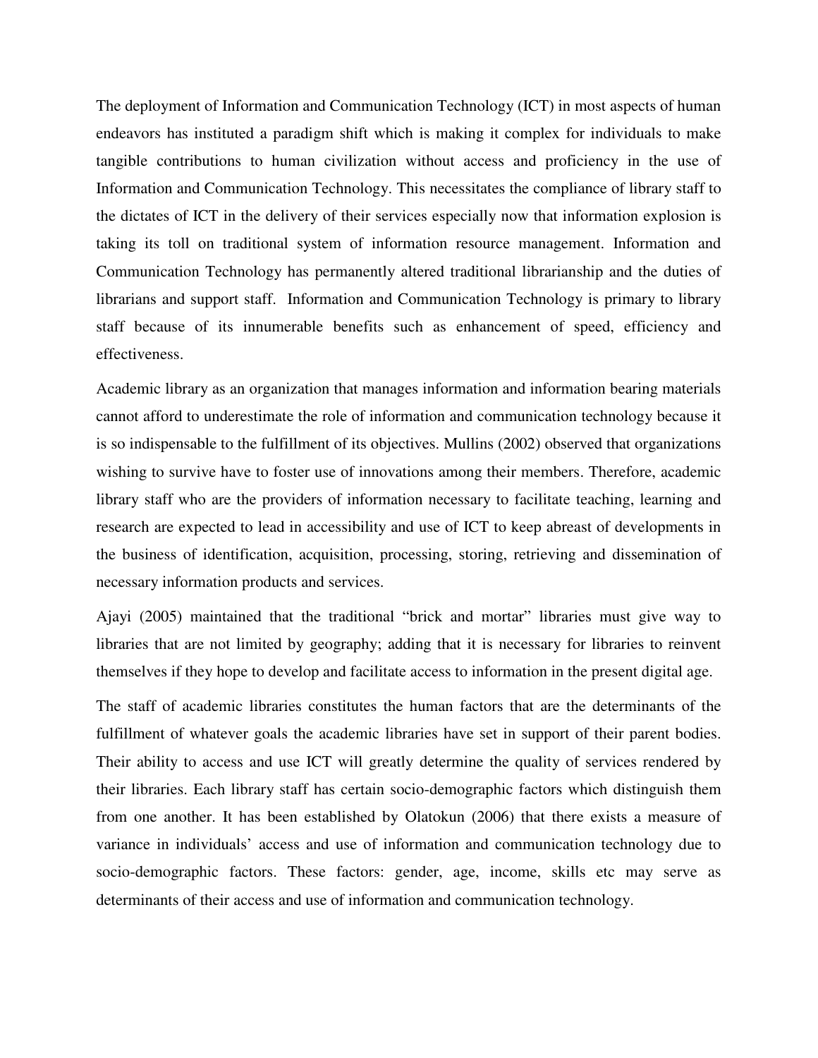The deployment of Information and Communication Technology (ICT) in most aspects of human endeavors has instituted a paradigm shift which is making it complex for individuals to make tangible contributions to human civilization without access and proficiency in the use of Information and Communication Technology. This necessitates the compliance of library staff to the dictates of ICT in the delivery of their services especially now that information explosion is taking its toll on traditional system of information resource management. Information and Communication Technology has permanently altered traditional librarianship and the duties of librarians and support staff. Information and Communication Technology is primary to library staff because of its innumerable benefits such as enhancement of speed, efficiency and effectiveness.

Academic library as an organization that manages information and information bearing materials cannot afford to underestimate the role of information and communication technology because it is so indispensable to the fulfillment of its objectives. Mullins (2002) observed that organizations wishing to survive have to foster use of innovations among their members. Therefore, academic library staff who are the providers of information necessary to facilitate teaching, learning and research are expected to lead in accessibility and use of ICT to keep abreast of developments in the business of identification, acquisition, processing, storing, retrieving and dissemination of necessary information products and services.

Ajayi (2005) maintained that the traditional "brick and mortar" libraries must give way to libraries that are not limited by geography; adding that it is necessary for libraries to reinvent themselves if they hope to develop and facilitate access to information in the present digital age.

The staff of academic libraries constitutes the human factors that are the determinants of the fulfillment of whatever goals the academic libraries have set in support of their parent bodies. Their ability to access and use ICT will greatly determine the quality of services rendered by their libraries. Each library staff has certain socio-demographic factors which distinguish them from one another. It has been established by Olatokun (2006) that there exists a measure of variance in individuals' access and use of information and communication technology due to socio-demographic factors. These factors: gender, age, income, skills etc may serve as determinants of their access and use of information and communication technology.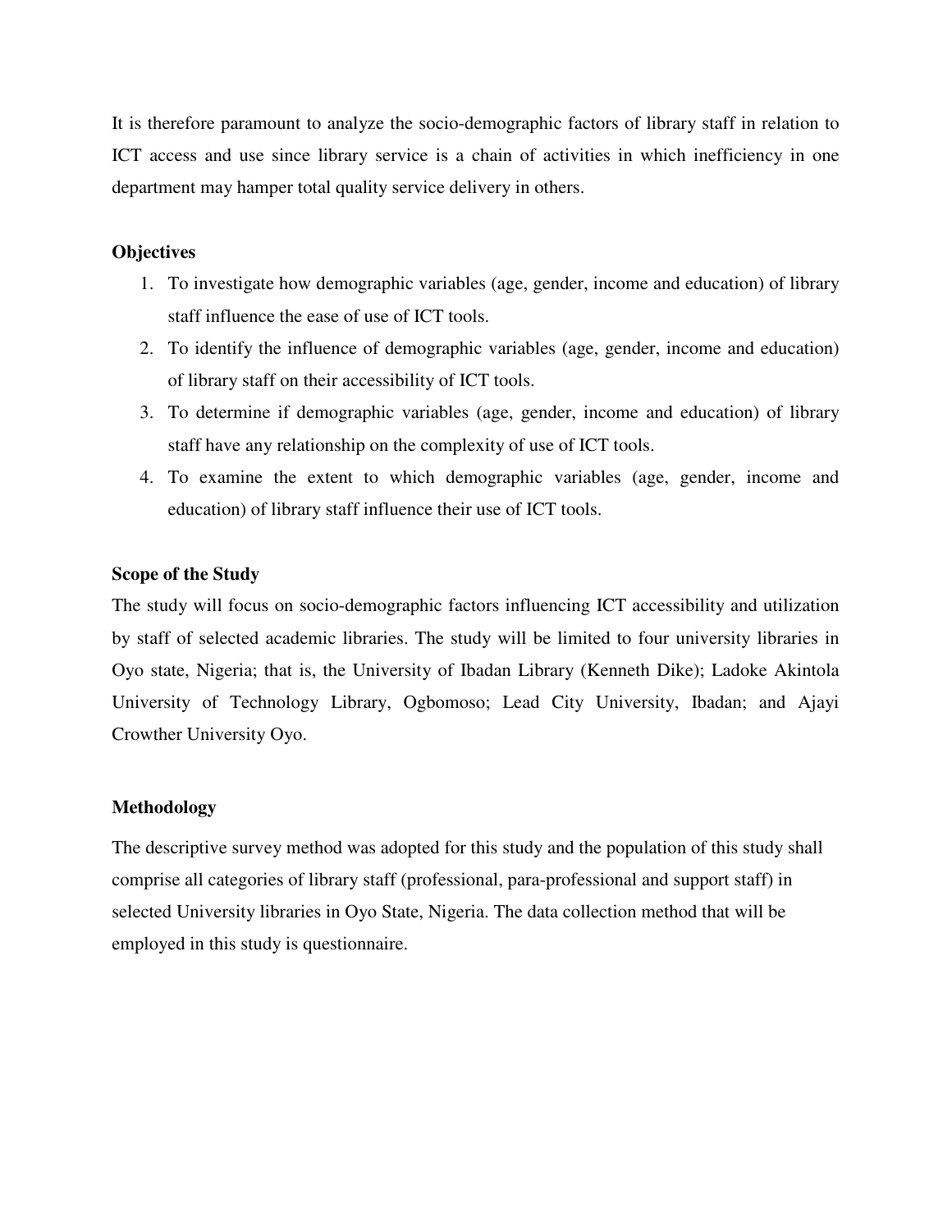It is therefore paramount to analyze the socio-demographic factors of library staff in relation to ICT access and use since library service is a chain of activities in which inefficiency in one department may hamper total quality service delivery in others.

**Objectives**

1. To investigate how demographic variables (age, gender, income and education) of library staff influence the ease of use of ICT tools.
2. To identify the influence of demographic variables (age, gender, income and education) of library staff on their accessibility of ICT tools.
3. To determine if demographic variables (age, gender, income and education) of library staff have any relationship on the complexity of use of ICT tools.
4. To examine the extent to which demographic variables (age, gender, income and education) of library staff influence their use of ICT tools.

**Scope of the Study**

The study will focus on socio-demographic factors influencing ICT accessibility and utilization by staff of selected academic libraries. The study will be limited to four university libraries in Oyo state, Nigeria; that is, the University of Ibadan Library (Kenneth Dike); Ladoke Akintola University of Technology Library, Ogbomoso; Lead City University, Ibadan; and Ajayi Crowther University Oyo.

**Methodology**

The descriptive survey method was adopted for this study and the population of this study shall comprise all categories of library staff (professional, para-professional and support staff) in selected University libraries in Oyo State, Nigeria. The data collection method that will be employed in this study is questionnaire.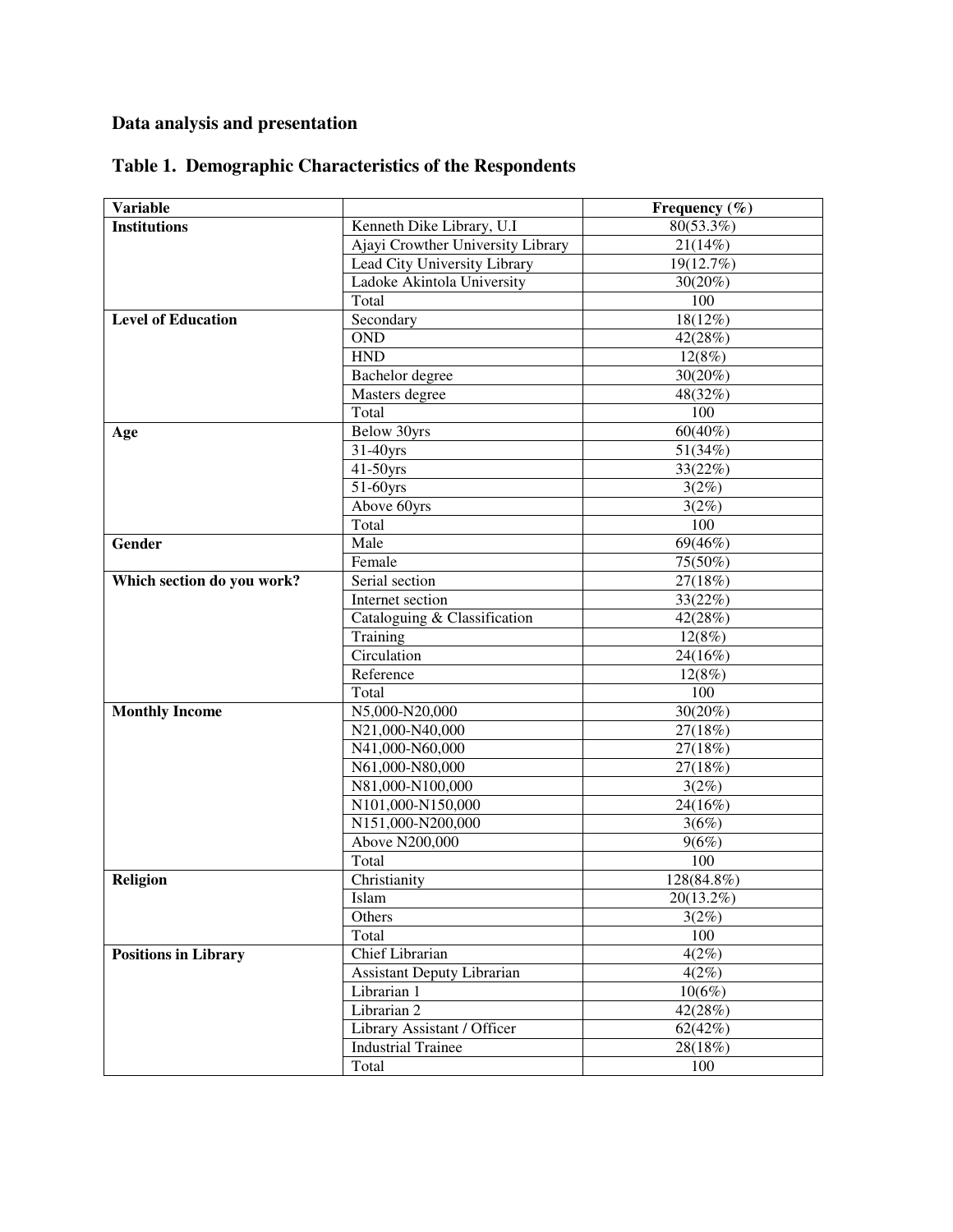## Data analysis and presentation

### Table 1. Demographic Characteristics of the Respondents

| Variable | | Frequency (%) |
|---|---|---|
| **Institutions** | Kenneth Dike Library, U.I | 80(53.3%) |
| | Ajayi Crowther University Library | 21(14%) |
| | Lead City University Library | 19(12.7%) |
| | Ladoke Akintola University | 30(20%) |
| | Total | 100 |
| **Level of Education** | Secondary | 18(12%) |
| | OND | 42(28%) |
| | HND | 12(8%) |
| | Bachelor degree | 30(20%) |
| | Masters degree | 48(32%) |
| | Total | 100 |
| **Age** | Below 30yrs | 60(40%) |
| | 31-40yrs | 51(34%) |
| | 41-50yrs | 33(22%) |
| | 51-60yrs | 3(2%) |
| | Above 60yrs | 3(2%) |
| | Total | 100 |
| **Gender** | Male | 69(46%) |
| | Female | 75(50%) |
| **Which section do you work?** | Serial section | 27(18%) |
| | Internet section | 33(22%) |
| | Cataloguing & Classification | 42(28%) |
| | Training | 12(8%) |
| | Circulation | 24(16%) |
| | Reference | 12(8%) |
| | Total | 100 |
| **Monthly Income** | N5,000-N20,000 | 30(20%) |
| | N21,000-N40,000 | 27(18%) |
| | N41,000-N60,000 | 27(18%) |
| | N61,000-N80,000 | 27(18%) |
| | N81,000-N100,000 | 3(2%) |
| | N101,000-N150,000 | 24(16%) |
| | N151,000-N200,000 | 3(6%) |
| | Above N200,000 | 9(6%) |
| | Total | 100 |
| **Religion** | Christianity | 128(84.8%) |
| | Islam | 20(13.2%) |
| | Others | 3(2%) |
| | Total | 100 |
| **Positions in Library** | Chief Librarian | 4(2%) |
| | Assistant Deputy Librarian | 4(2%) |
| | Librarian 1 | 10(6%) |
| | Librarian 2 | 42(28%) |
| | Library Assistant / Officer | 62(42%) |
| | Industrial Trainee | 28(18%) |
| | Total | 100 |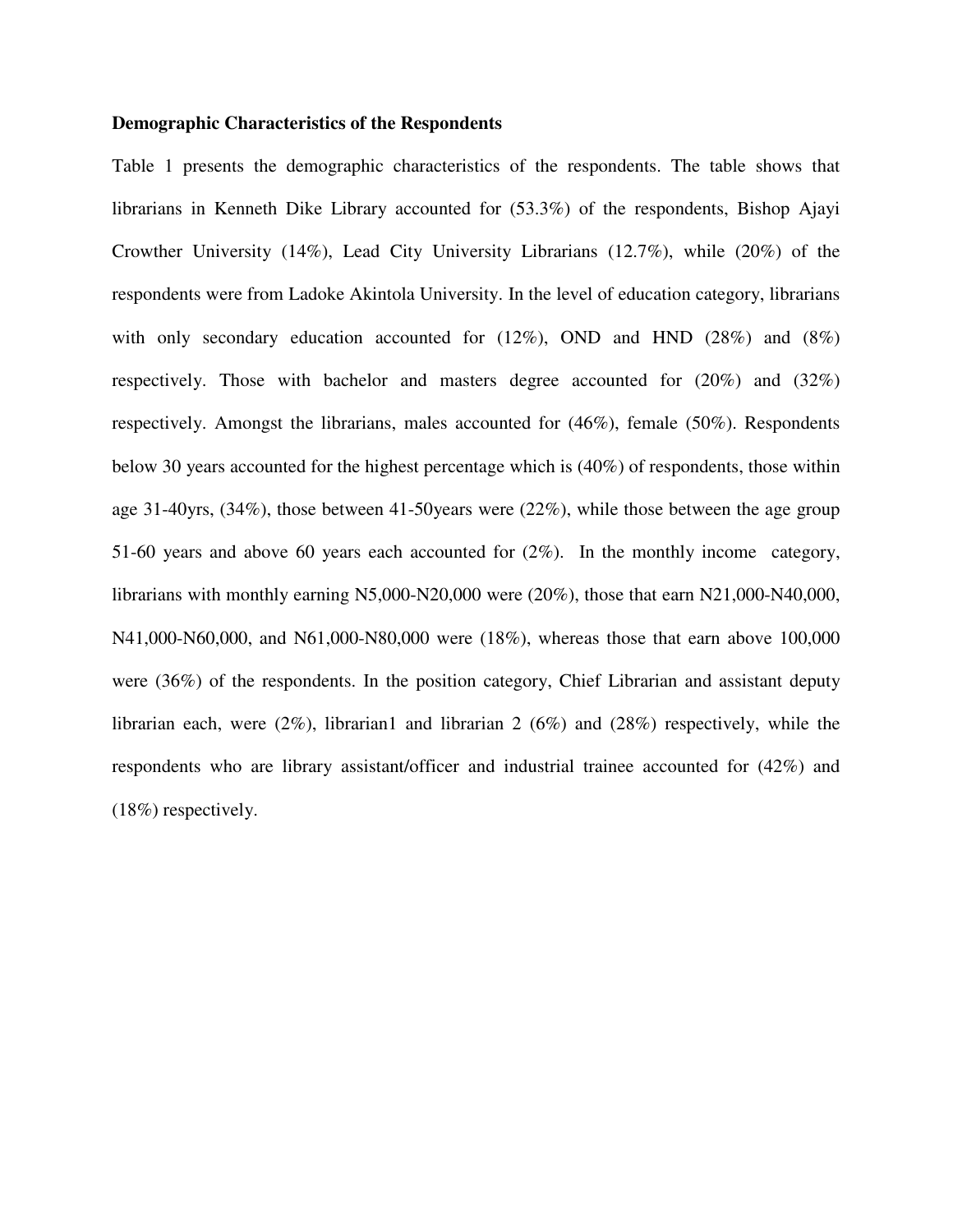**Demographic Characteristics of the Respondents**

Table 1 presents the demographic characteristics of the respondents. The table shows that librarians in Kenneth Dike Library accounted for (53.3%) of the respondents, Bishop Ajayi Crowther University (14%), Lead City University Librarians (12.7%), while (20%) of the respondents were from Ladoke Akintola University. In the level of education category, librarians with only secondary education accounted for (12%), OND and HND (28%) and (8%) respectively. Those with bachelor and masters degree accounted for (20%) and (32%) respectively. Amongst the librarians, males accounted for (46%), female (50%). Respondents below 30 years accounted for the highest percentage which is (40%) of respondents, those within age 31-40yrs, (34%), those between 41-50years were (22%), while those between the age group 51-60 years and above 60 years each accounted for (2%). In the monthly income category, librarians with monthly earning N5,000-N20,000 were (20%), those that earn N21,000-N40,000, N41,000-N60,000, and N61,000-N80,000 were (18%), whereas those that earn above 100,000 were (36%) of the respondents. In the position category, Chief Librarian and assistant deputy librarian each, were (2%), librarian1 and librarian 2 (6%) and (28%) respectively, while the respondents who are library assistant/officer and industrial trainee accounted for (42%) and (18%) respectively.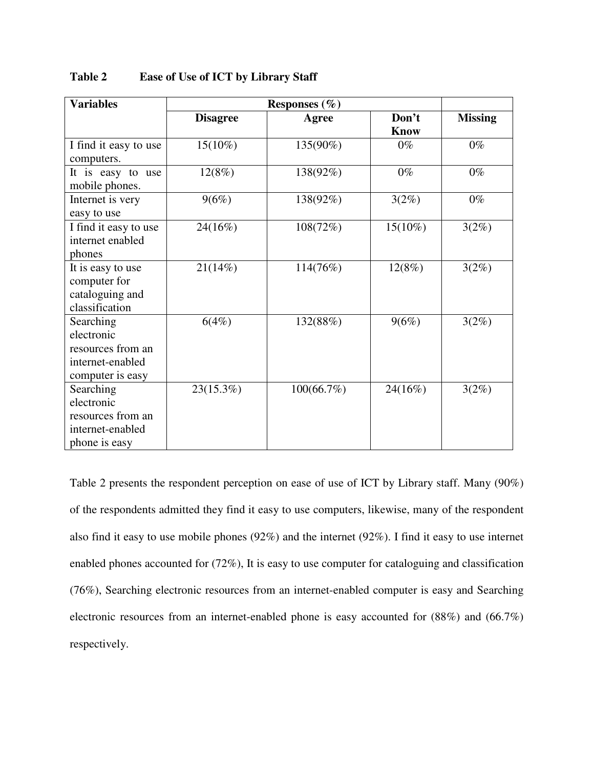**Table 2 Ease of Use of ICT by Library Staff**

| Variables | Responses (%) | | | |
|---|---|---|---|---|
| | Disagree | Agree | Don't Know | Missing |
| I find it easy to use computers. | 15(10%) | 135(90%) | 0% | 0% |
| It is easy to use mobile phones. | 12(8%) | 138(92%) | 0% | 0% |
| Internet is very easy to use | 9(6%) | 138(92%) | 3(2%) | 0% |
| I find it easy to use internet enabled phones | 24(16%) | 108(72%) | 15(10%) | 3(2%) |
| It is easy to use computer for cataloguing and classification | 21(14%) | 114(76%) | 12(8%) | 3(2%) |
| Searching electronic resources from an internet-enabled computer is easy | 6(4%) | 132(88%) | 9(6%) | 3(2%) |
| Searching electronic resources from an internet-enabled phone is easy | 23(15.3%) | 100(66.7%) | 24(16%) | 3(2%) |

Table 2 presents the respondent perception on ease of use of ICT by Library staff. Many (90%) of the respondents admitted they find it easy to use computers, likewise, many of the respondent also find it easy to use mobile phones (92%) and the internet (92%). I find it easy to use internet enabled phones accounted for (72%), It is easy to use computer for cataloguing and classification (76%), Searching electronic resources from an internet-enabled computer is easy and Searching electronic resources from an internet-enabled phone is easy accounted for (88%) and (66.7%) respectively.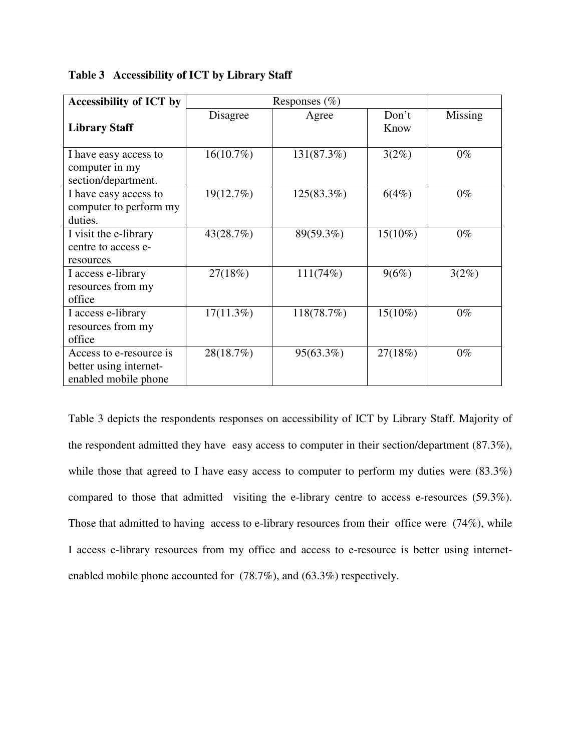**Table 3 Accessibility of ICT by Library Staff**

| Accessibility of ICT by Library Staff | Responses (%) | | | |
|---|---|---|---|---|
| | Disagree | Agree | Don't Know | Missing |
| I have easy access to computer in my section/department. | 16(10.7%) | 131(87.3%) | 3(2%) | 0% |
| I have easy access to computer to perform my duties. | 19(12.7%) | 125(83.3%) | 6(4%) | 0% |
| I visit the e-library centre to access e-resources | 43(28.7%) | 89(59.3%) | 15(10%) | 0% |
| I access e-library resources from my office | 27(18%) | 111(74%) | 9(6%) | 3(2%) |
| I access e-library resources from my office | 17(11.3%) | 118(78.7%) | 15(10%) | 0% |
| Access to e-resource is better using internet-enabled mobile phone | 28(18.7%) | 95(63.3%) | 27(18%) | 0% |

Table 3 depicts the respondents responses on accessibility of ICT by Library Staff. Majority of the respondent admitted they have easy access to computer in their section/department (87.3%), while those that agreed to I have easy access to computer to perform my duties were (83.3%) compared to those that admitted visiting the e-library centre to access e-resources (59.3%). Those that admitted to having access to e-library resources from their office were (74%), while I access e-library resources from my office and access to e-resource is better using internet-enabled mobile phone accounted for (78.7%), and (63.3%) respectively.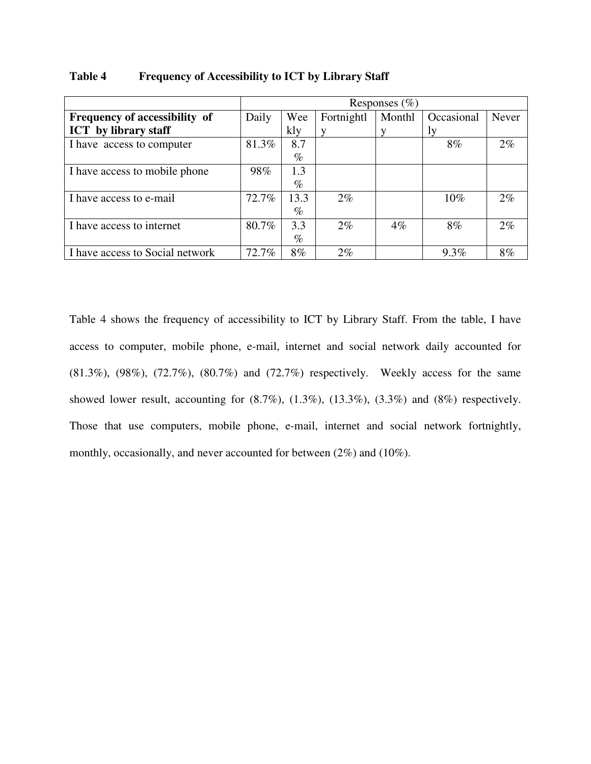**Table 4 Frequency of Accessibility to ICT by Library Staff**

| | Responses (%) | | | | | |
|---|---|---|---|---|---|---|
| **Frequency of accessibility of ICT by library staff** | Daily | Weekly | Fortnightly | Monthly | Occasionally | Never |
| I have access to computer | 81.3% | 8.7% | | | 8% | 2% |
| I have access to mobile phone | 98% | 1.3% | | | | |
| I have access to e-mail | 72.7% | 13.3% | 2% | | 10% | 2% |
| I have access to internet | 80.7% | 3.3% | 2% | 4% | 8% | 2% |
| I have access to Social network | 72.7% | 8% | 2% | | 9.3% | 8% |

Table 4 shows the frequency of accessibility to ICT by Library Staff. From the table, I have access to computer, mobile phone, e-mail, internet and social network daily accounted for (81.3%), (98%), (72.7%), (80.7%) and (72.7%) respectively. Weekly access for the same showed lower result, accounting for (8.7%), (1.3%), (13.3%), (3.3%) and (8%) respectively. Those that use computers, mobile phone, e-mail, internet and social network fortnightly, monthly, occasionally, and never accounted for between (2%) and (10%).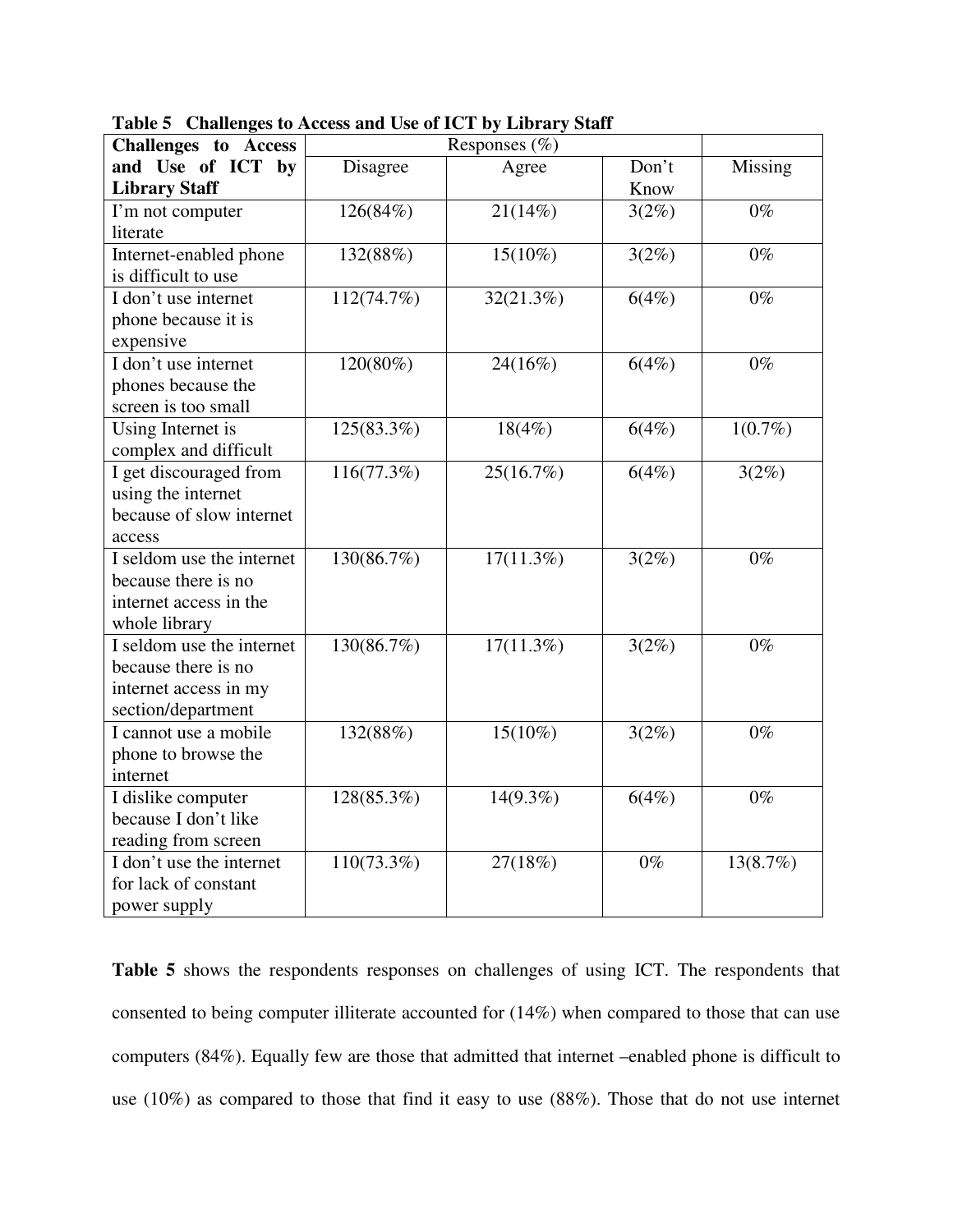**Table 5 Challenges to Access and Use of ICT by Library Staff**

| Challenges to Access and Use of ICT by Library Staff | Responses (%) | | | |
|---|---|---|---|---|
| | Disagree | Agree | Don't Know | Missing |
| I'm not computer literate | 126(84%) | 21(14%) | 3(2%) | 0% |
| Internet-enabled phone is difficult to use | 132(88%) | 15(10%) | 3(2%) | 0% |
| I don't use internet phone because it is expensive | 112(74.7%) | 32(21.3%) | 6(4%) | 0% |
| I don't use internet phones because the screen is too small | 120(80%) | 24(16%) | 6(4%) | 0% |
| Using Internet is complex and difficult | 125(83.3%) | 18(4%) | 6(4%) | 1(0.7%) |
| I get discouraged from using the internet because of slow internet access | 116(77.3%) | 25(16.7%) | 6(4%) | 3(2%) |
| I seldom use the internet because there is no internet access in the whole library | 130(86.7%) | 17(11.3%) | 3(2%) | 0% |
| I seldom use the internet because there is no internet access in my section/department | 130(86.7%) | 17(11.3%) | 3(2%) | 0% |
| I cannot use a mobile phone to browse the internet | 132(88%) | 15(10%) | 3(2%) | 0% |
| I dislike computer because I don't like reading from screen | 128(85.3%) | 14(9.3%) | 6(4%) | 0% |
| I don't use the internet for lack of constant power supply | 110(73.3%) | 27(18%) | 0% | 13(8.7%) |

**Table 5** shows the respondents responses on challenges of using ICT. The respondents that consented to being computer illiterate accounted for (14%) when compared to those that can use computers (84%). Equally few are those that admitted that internet –enabled phone is difficult to use (10%) as compared to those that find it easy to use (88%). Those that do not use internet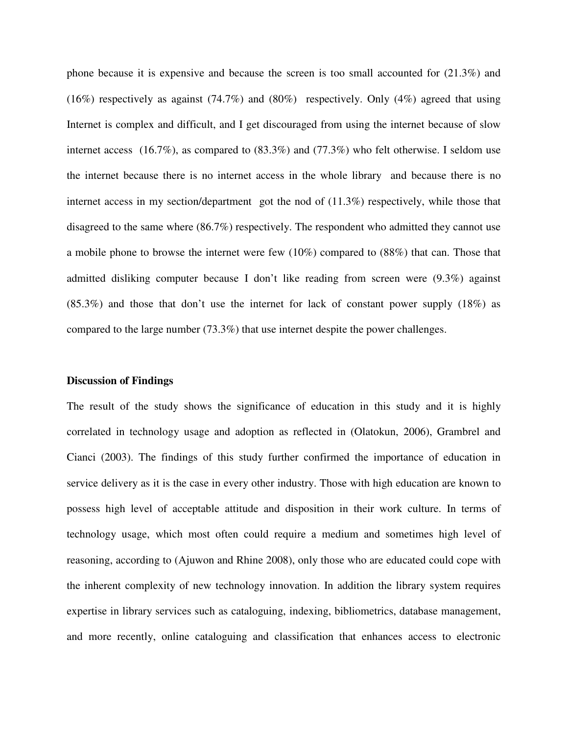phone because it is expensive and because the screen is too small accounted for (21.3%) and (16%) respectively as against (74.7%) and (80%) respectively. Only (4%) agreed that using Internet is complex and difficult, and I get discouraged from using the internet because of slow internet access (16.7%), as compared to (83.3%) and (77.3%) who felt otherwise. I seldom use the internet because there is no internet access in the whole library and because there is no internet access in my section/department got the nod of (11.3%) respectively, while those that disagreed to the same where (86.7%) respectively. The respondent who admitted they cannot use a mobile phone to browse the internet were few (10%) compared to (88%) that can. Those that admitted disliking computer because I don't like reading from screen were (9.3%) against (85.3%) and those that don't use the internet for lack of constant power supply (18%) as compared to the large number (73.3%) that use internet despite the power challenges.

**Discussion of Findings**

The result of the study shows the significance of education in this study and it is highly correlated in technology usage and adoption as reflected in (Olatokun, 2006), Grambrel and Cianci (2003). The findings of this study further confirmed the importance of education in service delivery as it is the case in every other industry. Those with high education are known to possess high level of acceptable attitude and disposition in their work culture. In terms of technology usage, which most often could require a medium and sometimes high level of reasoning, according to (Ajuwon and Rhine 2008), only those who are educated could cope with the inherent complexity of new technology innovation. In addition the library system requires expertise in library services such as cataloguing, indexing, bibliometrics, database management, and more recently, online cataloguing and classification that enhances access to electronic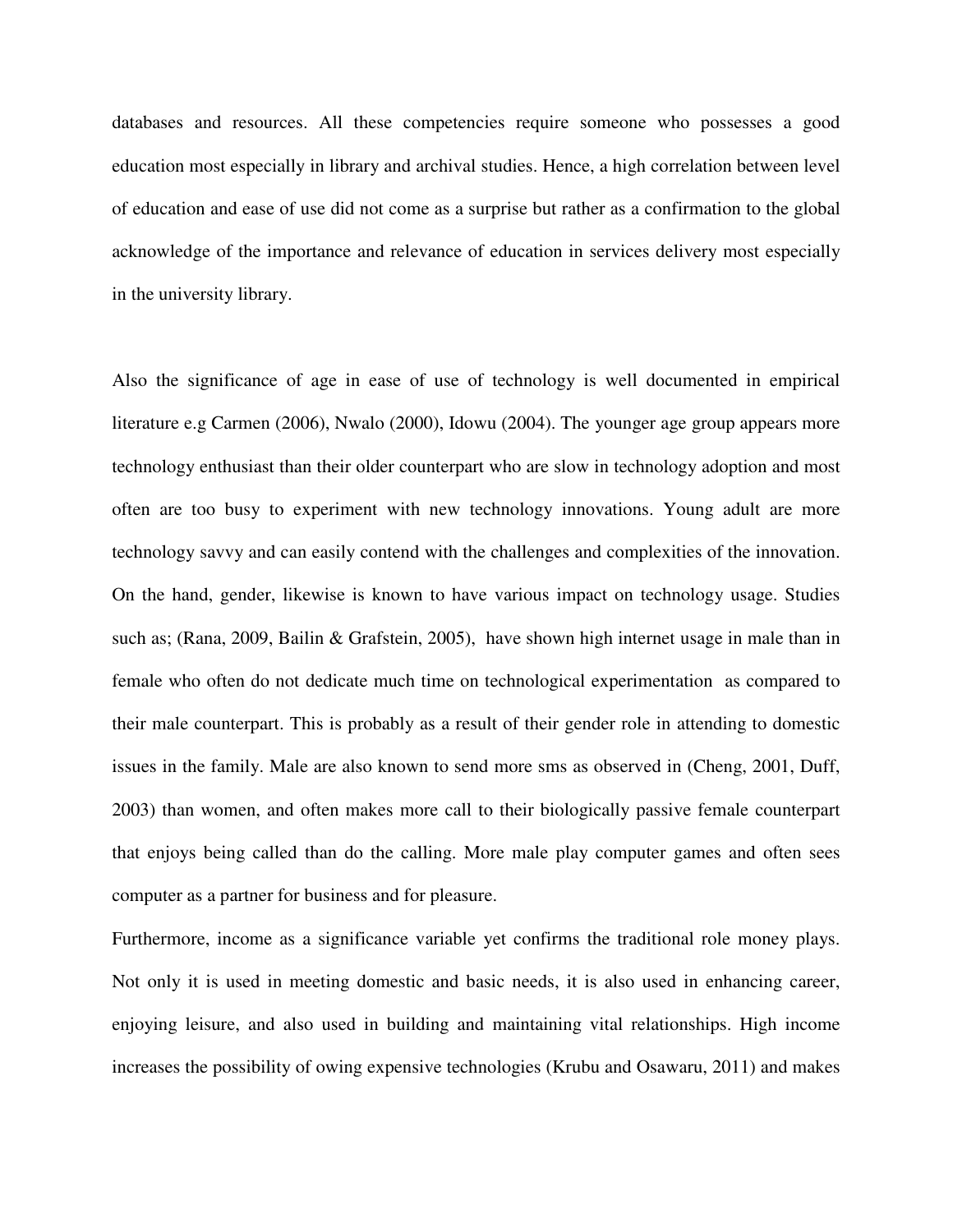databases and resources. All these competencies require someone who possesses a good education most especially in library and archival studies. Hence, a high correlation between level of education and ease of use did not come as a surprise but rather as a confirmation to the global acknowledge of the importance and relevance of education in services delivery most especially in the university library.

Also the significance of age in ease of use of technology is well documented in empirical literature e.g Carmen (2006), Nwalo (2000), Idowu (2004). The younger age group appears more technology enthusiast than their older counterpart who are slow in technology adoption and most often are too busy to experiment with new technology innovations. Young adult are more technology savvy and can easily contend with the challenges and complexities of the innovation. On the hand, gender, likewise is known to have various impact on technology usage. Studies such as; (Rana, 2009, Bailin & Grafstein, 2005), have shown high internet usage in male than in female who often do not dedicate much time on technological experimentation as compared to their male counterpart. This is probably as a result of their gender role in attending to domestic issues in the family. Male are also known to send more sms as observed in (Cheng, 2001, Duff, 2003) than women, and often makes more call to their biologically passive female counterpart that enjoys being called than do the calling. More male play computer games and often sees computer as a partner for business and for pleasure.

Furthermore, income as a significance variable yet confirms the traditional role money plays. Not only it is used in meeting domestic and basic needs, it is also used in enhancing career, enjoying leisure, and also used in building and maintaining vital relationships. High income increases the possibility of owing expensive technologies (Krubu and Osawaru, 2011) and makes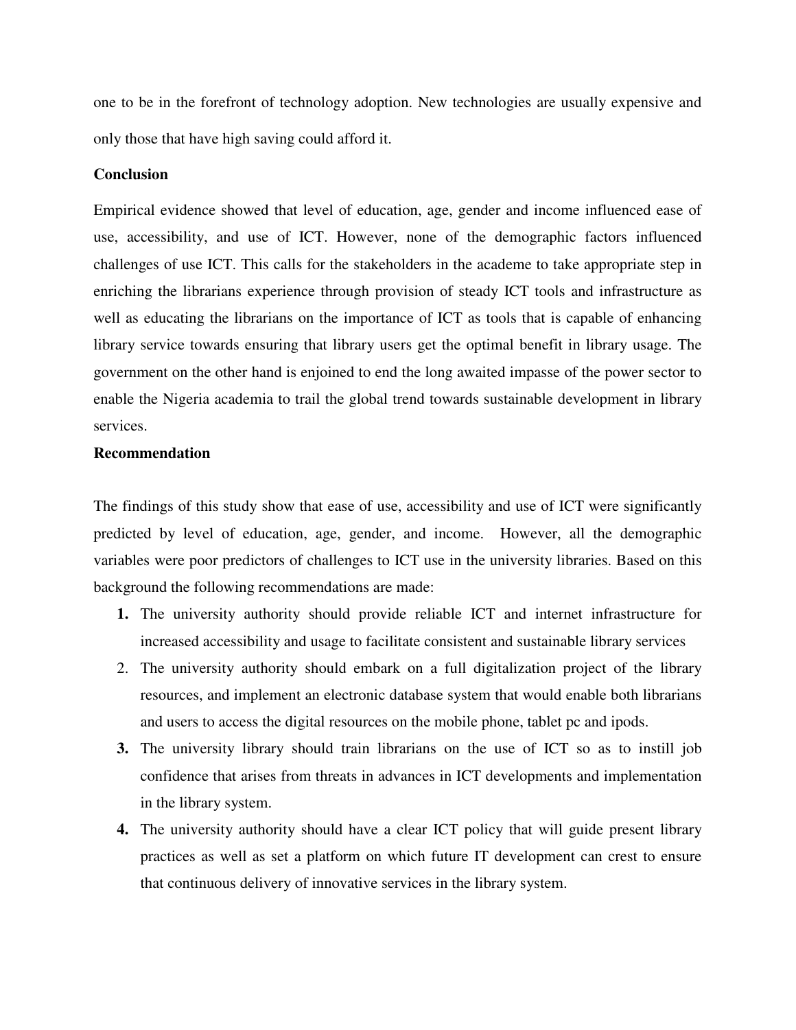one to be in the forefront of technology adoption. New technologies are usually expensive and only those that have high saving could afford it.

**Conclusion**

Empirical evidence showed that level of education, age, gender and income influenced ease of use, accessibility, and use of ICT. However, none of the demographic factors influenced challenges of use ICT. This calls for the stakeholders in the academe to take appropriate step in enriching the librarians experience through provision of steady ICT tools and infrastructure as well as educating the librarians on the importance of ICT as tools that is capable of enhancing library service towards ensuring that library users get the optimal benefit in library usage. The government on the other hand is enjoined to end the long awaited impasse of the power sector to enable the Nigeria academia to trail the global trend towards sustainable development in library services.

**Recommendation**

The findings of this study show that ease of use, accessibility and use of ICT were significantly predicted by level of education, age, gender, and income. However, all the demographic variables were poor predictors of challenges to ICT use in the university libraries. Based on this background the following recommendations are made:

1. The university authority should provide reliable ICT and internet infrastructure for increased accessibility and usage to facilitate consistent and sustainable library services
2. The university authority should embark on a full digitalization project of the library resources, and implement an electronic database system that would enable both librarians and users to access the digital resources on the mobile phone, tablet pc and ipods.
3. The university library should train librarians on the use of ICT so as to instill job confidence that arises from threats in advances in ICT developments and implementation in the library system.
4. The university authority should have a clear ICT policy that will guide present library practices as well as set a platform on which future IT development can crest to ensure that continuous delivery of innovative services in the library system.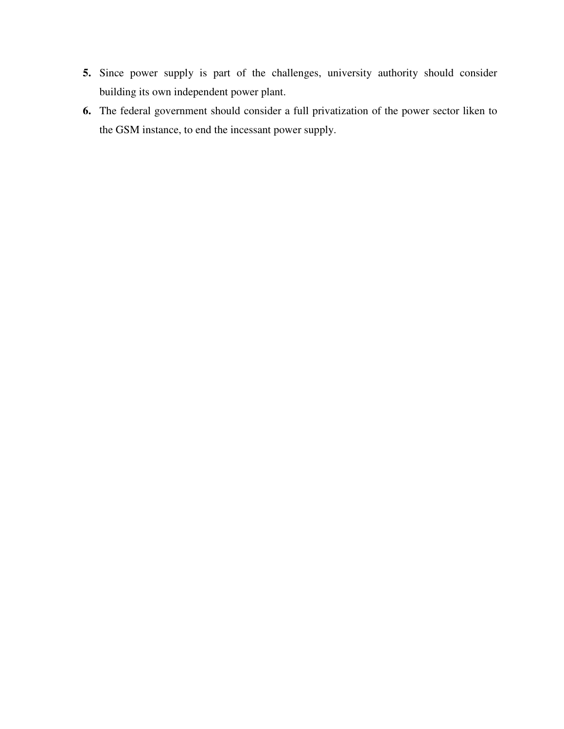5. Since power supply is part of the challenges, university authority should consider building its own independent power plant.
6. The federal government should consider a full privatization of the power sector liken to the GSM instance, to end the incessant power supply.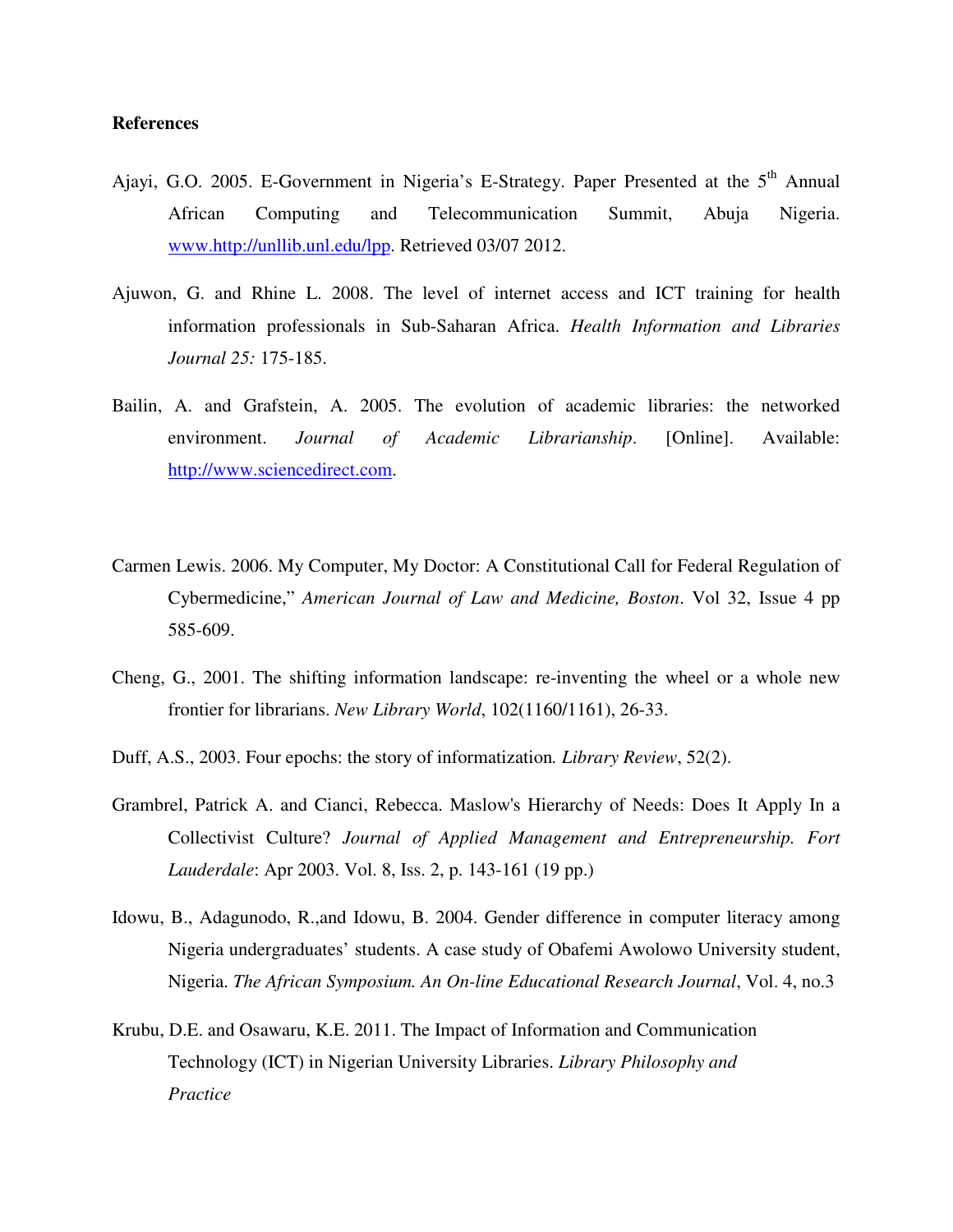**References**

Ajayi, G.O. 2005. E-Government in Nigeria's E-Strategy. Paper Presented at the 5th Annual African Computing and Telecommunication Summit, Abuja Nigeria. www.http://unllib.unl.edu/lpp. Retrieved 03/07 2012.

Ajuwon, G. and Rhine L. 2008. The level of internet access and ICT training for health information professionals in Sub-Saharan Africa. *Health Information and Libraries Journal 25:* 175-185.

Bailin, A. and Grafstein, A. 2005. The evolution of academic libraries: the networked environment. *Journal of Academic Librarianship*. [Online]. Available: http://www.sciencedirect.com.

Carmen Lewis. 2006. My Computer, My Doctor: A Constitutional Call for Federal Regulation of Cybermedicine," *American Journal of Law and Medicine, Boston*. Vol 32, Issue 4 pp 585-609.

Cheng, G., 2001. The shifting information landscape: re-inventing the wheel or a whole new frontier for librarians. *New Library World*, 102(1160/1161), 26-33.

Duff, A.S., 2003. Four epochs: the story of informatization. *Library Review*, 52(2).

Grambrel, Patrick A. and Cianci, Rebecca. Maslow's Hierarchy of Needs: Does It Apply In a Collectivist Culture? *Journal of Applied Management and Entrepreneurship. Fort Lauderdale*: Apr 2003. Vol. 8, Iss. 2, p. 143-161 (19 pp.)

Idowu, B., Adagunodo, R.,and Idowu, B. 2004. Gender difference in computer literacy among Nigeria undergraduates' students. A case study of Obafemi Awolowo University student, Nigeria. *The African Symposium. An On-line Educational Research Journal*, Vol. 4, no.3

Krubu, D.E. and Osawaru, K.E. 2011. The Impact of Information and Communication Technology (ICT) in Nigerian University Libraries. *Library Philosophy and Practice*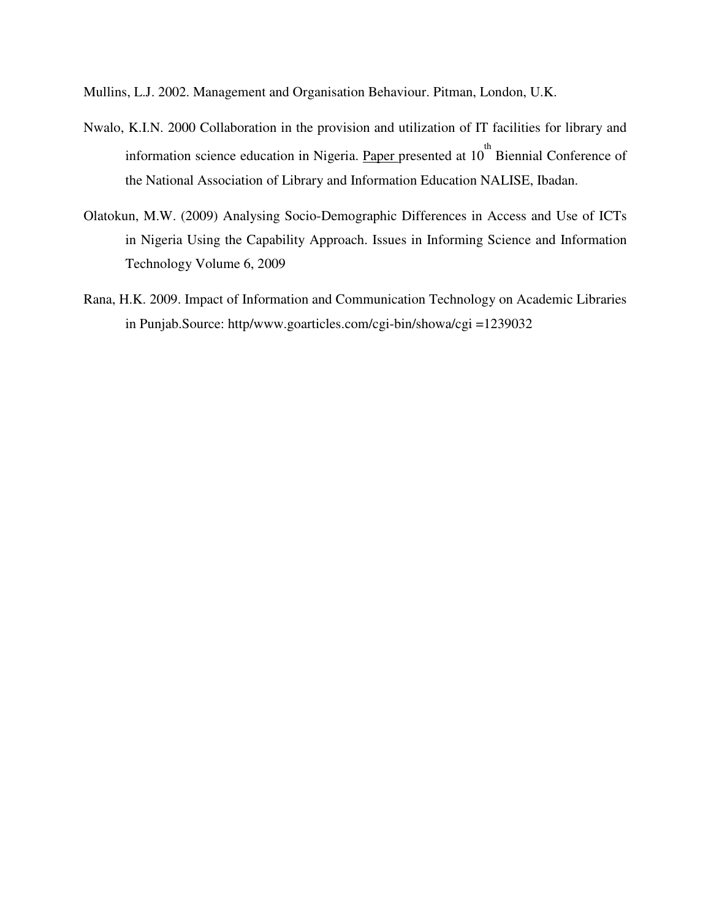Mullins, L.J. 2002. Management and Organisation Behaviour. Pitman, London, U.K.

Nwalo, K.I.N. 2000 Collaboration in the provision and utilization of IT facilities for library and information science education in Nigeria. Paper presented at 10th Biennial Conference of the National Association of Library and Information Education NALISE, Ibadan.

Olatokun, M.W. (2009) Analysing Socio-Demographic Differences in Access and Use of ICTs in Nigeria Using the Capability Approach. Issues in Informing Science and Information Technology Volume 6, 2009

Rana, H.K. 2009. Impact of Information and Communication Technology on Academic Libraries in Punjab.Source: http/www.goarticles.com/cgi-bin/showa/cgi =1239032